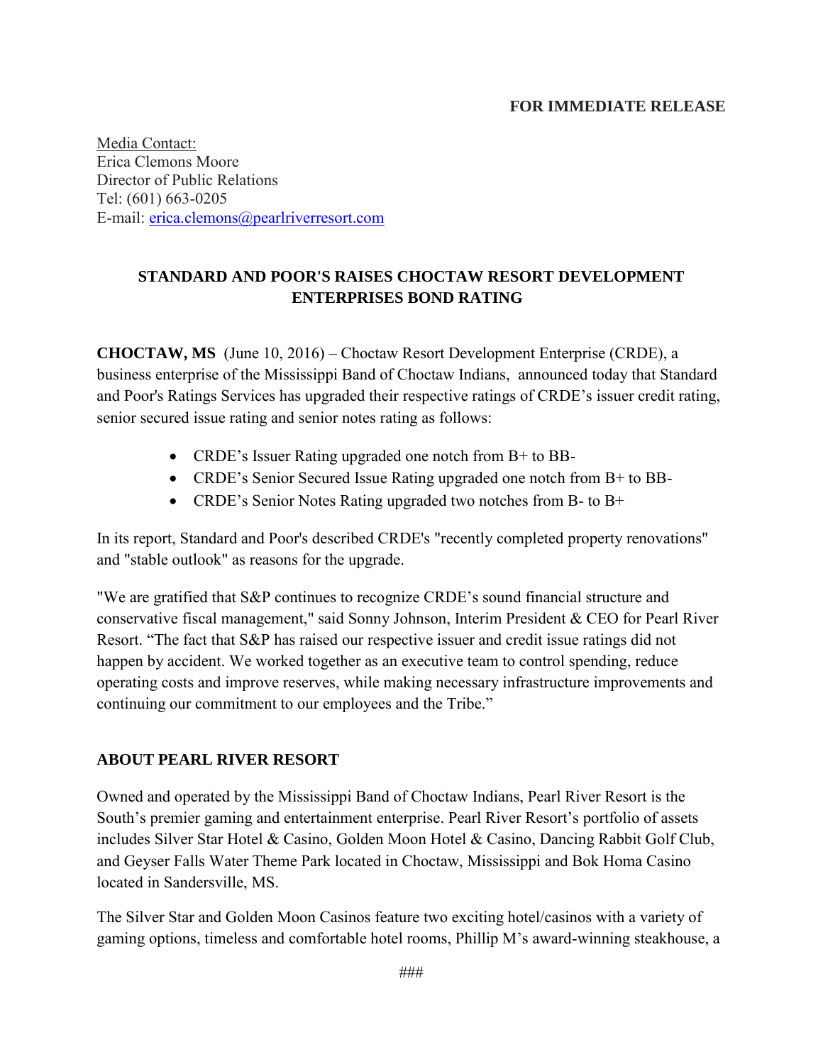**FOR IMMEDIATE RELEASE**

Media Contact:
Erica Clemons Moore
Director of Public Relations
Tel: (601) 663-0205
E-mail: erica.clemons@pearlriverresort.com

## STANDARD AND POOR'S RAISES CHOCTAW RESORT DEVELOPMENT ENTERPRISES BOND RATING

**CHOCTAW, MS** (June 10, 2016) – Choctaw Resort Development Enterprise (CRDE), a business enterprise of the Mississippi Band of Choctaw Indians, announced today that Standard and Poor's Ratings Services has upgraded their respective ratings of CRDE's issuer credit rating, senior secured issue rating and senior notes rating as follows:

- CRDE's Issuer Rating upgraded one notch from B+ to BB-
- CRDE's Senior Secured Issue Rating upgraded one notch from B+ to BB-
- CRDE's Senior Notes Rating upgraded two notches from B- to B+

In its report, Standard and Poor's described CRDE's "recently completed property renovations" and "stable outlook" as reasons for the upgrade.

"We are gratified that S&P continues to recognize CRDE's sound financial structure and conservative fiscal management," said Sonny Johnson, Interim President & CEO for Pearl River Resort. "The fact that S&P has raised our respective issuer and credit issue ratings did not happen by accident. We worked together as an executive team to control spending, reduce operating costs and improve reserves, while making necessary infrastructure improvements and continuing our commitment to our employees and the Tribe."

## ABOUT PEARL RIVER RESORT

Owned and operated by the Mississippi Band of Choctaw Indians, Pearl River Resort is the South's premier gaming and entertainment enterprise. Pearl River Resort's portfolio of assets includes Silver Star Hotel & Casino, Golden Moon Hotel & Casino, Dancing Rabbit Golf Club, and Geyser Falls Water Theme Park located in Choctaw, Mississippi and Bok Homa Casino located in Sandersville, MS.

The Silver Star and Golden Moon Casinos feature two exciting hotel/casinos with a variety of gaming options, timeless and comfortable hotel rooms, Phillip M's award-winning steakhouse, a

###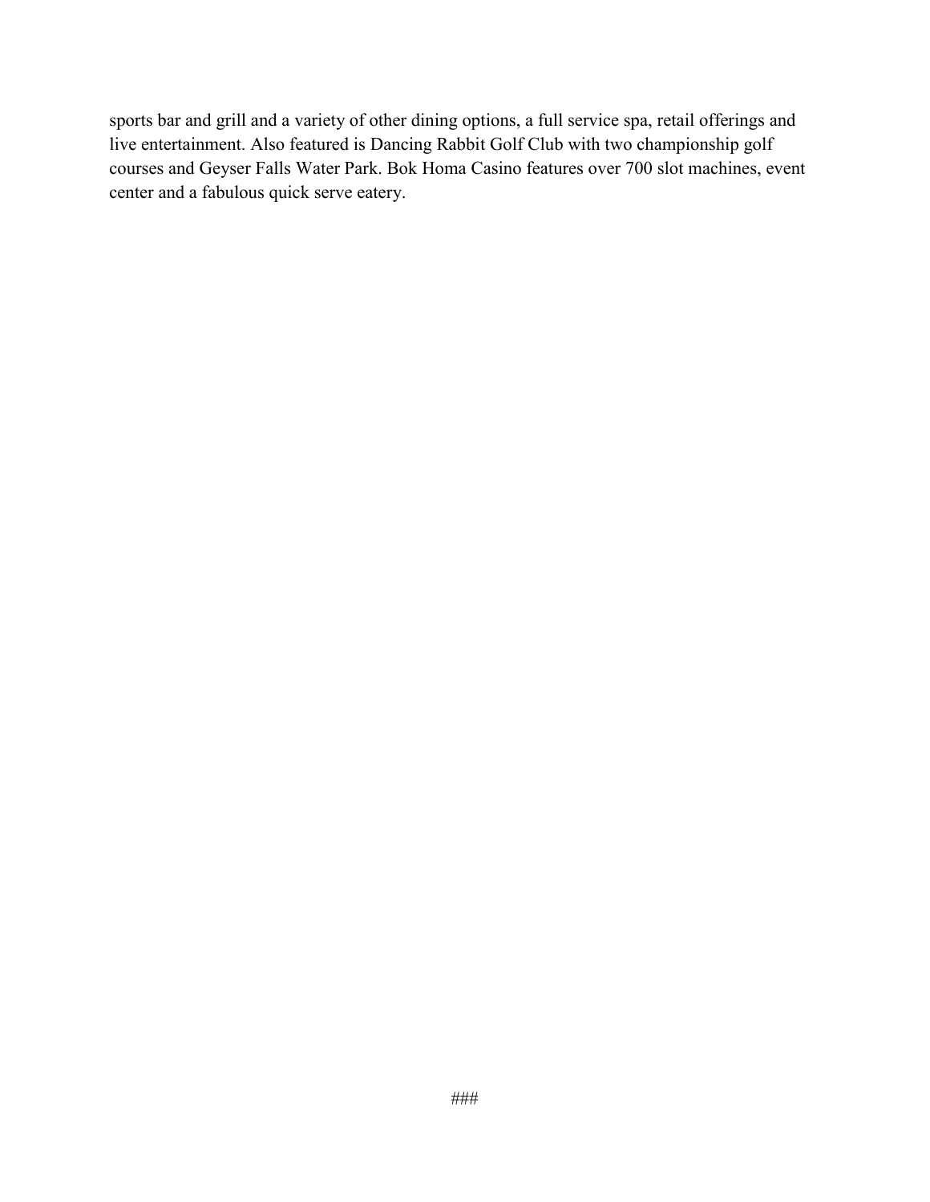sports bar and grill and a variety of other dining options, a full service spa, retail offerings and live entertainment. Also featured is Dancing Rabbit Golf Club with two championship golf courses and Geyser Falls Water Park. Bok Homa Casino features over 700 slot machines, event center and a fabulous quick serve eatery.

###